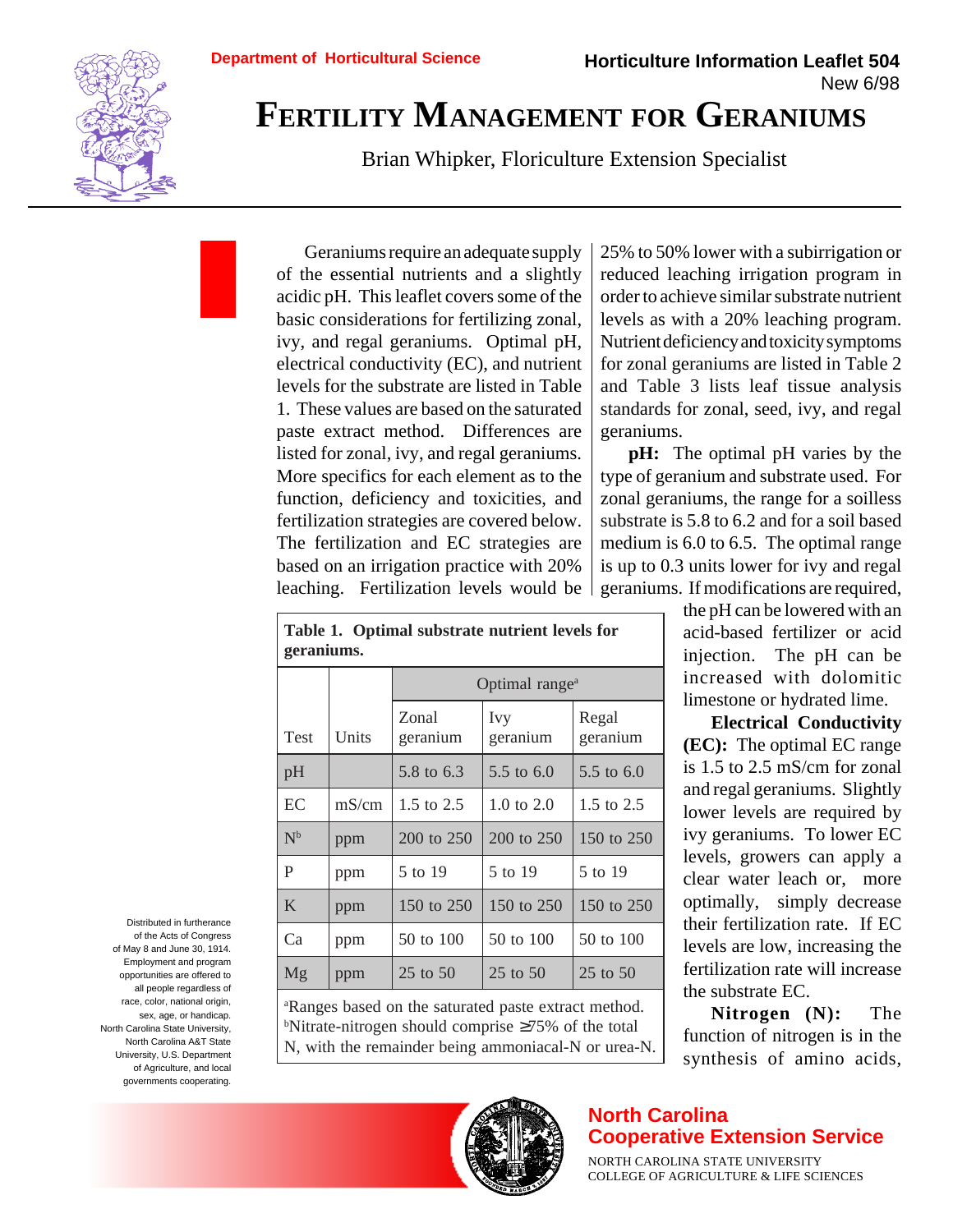Department of Horticultural Science

Horticulture Information Leaflet 504
New 6/98

# Fertility Management for Geraniums

Brian Whipker, Floriculture Extension Specialist

Geraniums require an adequate supply of the essential nutrients and a slightly acidic pH. This leaflet covers some of the basic considerations for fertilizing zonal, ivy, and regal geraniums. Optimal pH, electrical conductivity (EC), and nutrient levels for the substrate are listed in Table 1. These values are based on the saturated paste extract method. Differences are listed for zonal, ivy, and regal geraniums. More specifics for each element as to the function, deficiency and toxicities, and fertilization strategies are covered below. The fertilization and EC strategies are based on an irrigation practice with 20% leaching. Fertilization levels would be 25% to 50% lower with a subirrigation or reduced leaching irrigation program in order to achieve similar substrate nutrient levels as with a 20% leaching program. Nutrient deficiency and toxicity symptoms for zonal geraniums are listed in Table 2 and Table 3 lists leaf tissue analysis standards for zonal, seed, ivy, and regal geraniums.

**pH:** The optimal pH varies by the type of geranium and substrate used. For zonal geraniums, the range for a soilless substrate is 5.8 to 6.2 and for a soil based medium is 6.0 to 6.5. The optimal range is up to 0.3 units lower for ivy and regal geraniums. If modifications are required, the pH can be lowered with an acid-based fertilizer or acid injection. The pH can be increased with dolomitic limestone or hydrated lime.

**Electrical Conductivity (EC):** The optimal EC range is 1.5 to 2.5 mS/cm for zonal and regal geraniums. Slightly lower levels are required by ivy geraniums. To lower EC levels, growers can apply a clear water leach or, more optimally, simply decrease their fertilization rate. If EC levels are low, increasing the fertilization rate will increase the substrate EC.

**Table 1. Optimal substrate nutrient levels for geraniums.**

| | | Optimal range[a] | | |
|---|---|---|---|---|
| Test | Units | Zonal geranium | Ivy geranium | Regal geranium |
| pH | | 5.8 to 6.3 | 5.5 to 6.0 | 5.5 to 6.0 |
| EC | mS/cm | 1.5 to 2.5 | 1.0 to 2.0 | 1.5 to 2.5 |
| N[b] | ppm | 200 to 250 | 200 to 250 | 150 to 250 |
| P | ppm | 5 to 19 | 5 to 19 | 5 to 19 |
| K | ppm | 150 to 250 | 150 to 250 | 150 to 250 |
| Ca | ppm | 50 to 100 | 50 to 100 | 50 to 100 |
| Mg | ppm | 25 to 50 | 25 to 50 | 25 to 50 |

[a]Ranges based on the saturated paste extract method.
[b]Nitrate-nitrogen should comprise ≥75% of the total N, with the remainder being ammoniacal-N or urea-N.

**Nitrogen (N):** The function of nitrogen is in the synthesis of amino acids,

Distributed in furtherance of the Acts of Congress of May 8 and June 30, 1914. Employment and program opportunities are offered to all people regardless of race, color, national origin, sex, age, or handicap. North Carolina State University, North Carolina A&T State University, U.S. Department of Agriculture, and local governments cooperating.

North Carolina Cooperative Extension Service
NORTH CAROLINA STATE UNIVERSITY
COLLEGE OF AGRICULTURE & LIFE SCIENCES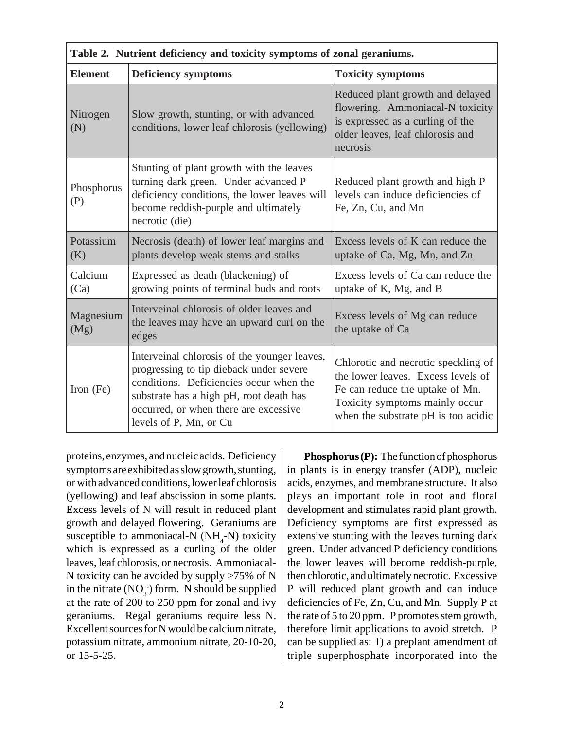**Table 2. Nutrient deficiency and toxicity symptoms of zonal geraniums.**

| Element | Deficiency symptoms | Toxicity symptoms |
|---|---|---|
| Nitrogen (N) | Slow growth, stunting, or with advanced conditions, lower leaf chlorosis (yellowing) | Reduced plant growth and delayed flowering. Ammoniacal-N toxicity is expressed as a curling of the older leaves, leaf chlorosis and necrosis |
| Phosphorus (P) | Stunting of plant growth with the leaves turning dark green. Under advanced P deficiency conditions, the lower leaves will become reddish-purple and ultimately necrotic (die) | Reduced plant growth and high P levels can induce deficiencies of Fe, Zn, Cu, and Mn |
| Potassium (K) | Necrosis (death) of lower leaf margins and plants develop weak stems and stalks | Excess levels of K can reduce the uptake of Ca, Mg, Mn, and Zn |
| Calcium (Ca) | Expressed as death (blackening) of growing points of terminal buds and roots | Excess levels of Ca can reduce the uptake of K, Mg, and B |
| Magnesium (Mg) | Interveinal chlorosis of older leaves and the leaves may have an upward curl on the edges | Excess levels of Mg can reduce the uptake of Ca |
| Iron (Fe) | Interveinal chlorosis of the younger leaves, progressing to tip dieback under severe conditions. Deficiencies occur when the substrate has a high pH, root death has occurred, or when there are excessive levels of P, Mn, or Cu | Chlorotic and necrotic speckling of the lower leaves. Excess levels of Fe can reduce the uptake of Mn. Toxicity symptoms mainly occur when the substrate pH is too acidic |

proteins, enzymes, and nucleic acids. Deficiency symptoms are exhibited as slow growth, stunting, or with advanced conditions, lower leaf chlorosis (yellowing) and leaf abscission in some plants. Excess levels of N will result in reduced plant growth and delayed flowering. Geraniums are susceptible to ammoniacal-N ($NH_4$-N) toxicity which is expressed as a curling of the older leaves, leaf chlorosis, or necrosis. Ammoniacal-N toxicity can be avoided by supply >75% of N in the nitrate ($NO_3^-$) form. N should be supplied at the rate of 200 to 250 ppm for zonal and ivy geraniums. Regal geraniums require less N. Excellent sources for N would be calcium nitrate, potassium nitrate, ammonium nitrate, 20-10-20, or 15-5-25.

**Phosphorus (P):** The function of phosphorus in plants is in energy transfer (ADP), nucleic acids, enzymes, and membrane structure. It also plays an important role in root and floral development and stimulates rapid plant growth. Deficiency symptoms are first expressed as extensive stunting with the leaves turning dark green. Under advanced P deficiency conditions the lower leaves will become reddish-purple, then chlorotic, and ultimately necrotic. Excessive P will reduced plant growth and can induce deficiencies of Fe, Zn, Cu, and Mn. Supply P at the rate of 5 to 20 ppm. P promotes stem growth, therefore limit applications to avoid stretch. P can be supplied as: 1) a preplant amendment of triple superphosphate incorporated into the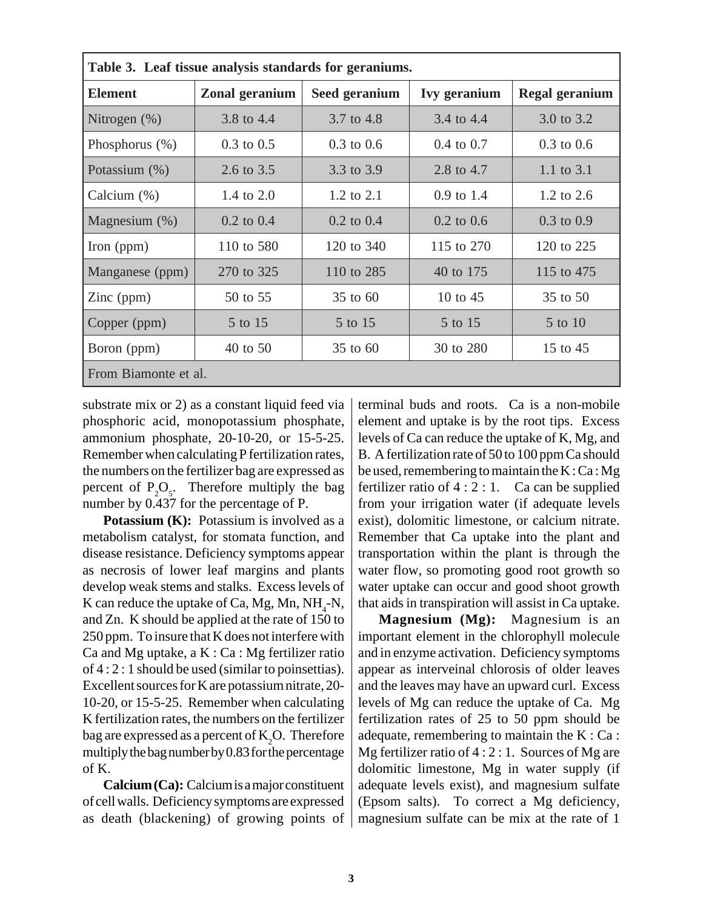**Table 3. Leaf tissue analysis standards for geraniums.**

| Element | Zonal geranium | Seed geranium | Ivy geranium | Regal geranium |
|---|---|---|---|---|
| Nitrogen (%) | 3.8 to 4.4 | 3.7 to 4.8 | 3.4 to 4.4 | 3.0 to 3.2 |
| Phosphorus (%) | 0.3 to 0.5 | 0.3 to 0.6 | 0.4 to 0.7 | 0.3 to 0.6 |
| Potassium (%) | 2.6 to 3.5 | 3.3 to 3.9 | 2.8 to 4.7 | 1.1 to 3.1 |
| Calcium (%) | 1.4 to 2.0 | 1.2 to 2.1 | 0.9 to 1.4 | 1.2 to 2.6 |
| Magnesium (%) | 0.2 to 0.4 | 0.2 to 0.4 | 0.2 to 0.6 | 0.3 to 0.9 |
| Iron (ppm) | 110 to 580 | 120 to 340 | 115 to 270 | 120 to 225 |
| Manganese (ppm) | 270 to 325 | 110 to 285 | 40 to 175 | 115 to 475 |
| Zinc (ppm) | 50 to 55 | 35 to 60 | 10 to 45 | 35 to 50 |
| Copper (ppm) | 5 to 15 | 5 to 15 | 5 to 15 | 5 to 10 |
| Boron (ppm) | 40 to 50 | 35 to 60 | 30 to 280 | 15 to 45 |
| From Biamonte et al. | | | | |

substrate mix or 2) as a constant liquid feed via phosphoric acid, monopotassium phosphate, ammonium phosphate, 20-10-20, or 15-5-25. Remember when calculating P fertilization rates, the numbers on the fertilizer bag are expressed as percent of $P_2O_5$. Therefore multiply the bag number by 0.437 for the percentage of P.

**Potassium (K):** Potassium is involved as a metabolism catalyst, for stomata function, and disease resistance. Deficiency symptoms appear as necrosis of lower leaf margins and plants develop weak stems and stalks. Excess levels of K can reduce the uptake of Ca, Mg, Mn, $NH_4$-N, and Zn. K should be applied at the rate of 150 to 250 ppm. To insure that K does not interfere with Ca and Mg uptake, a K : Ca : Mg fertilizer ratio of 4 : 2 : 1 should be used (similar to poinsettias). Excellent sources for K are potassium nitrate, 20-10-20, or 15-5-25. Remember when calculating K fertilization rates, the numbers on the fertilizer bag are expressed as a percent of $K_2O$. Therefore multiply the bag number by 0.83 for the percentage of K.

**Calcium (Ca):** Calcium is a major constituent of cell walls. Deficiency symptoms are expressed as death (blackening) of growing points of terminal buds and roots. Ca is a non-mobile element and uptake is by the root tips. Excess levels of Ca can reduce the uptake of K, Mg, and B. A fertilization rate of 50 to 100 ppm Ca should be used, remembering to maintain the K : Ca : Mg fertilizer ratio of 4 : 2 : 1. Ca can be supplied from your irrigation water (if adequate levels exist), dolomitic limestone, or calcium nitrate. Remember that Ca uptake into the plant and transportation within the plant is through the water flow, so promoting good root growth so water uptake can occur and good shoot growth that aids in transpiration will assist in Ca uptake.

**Magnesium (Mg):** Magnesium is an important element in the chlorophyll molecule and in enzyme activation. Deficiency symptoms appear as interveinal chlorosis of older leaves and the leaves may have an upward curl. Excess levels of Mg can reduce the uptake of Ca. Mg fertilization rates of 25 to 50 ppm should be adequate, remembering to maintain the K : Ca : Mg fertilizer ratio of 4 : 2 : 1. Sources of Mg are dolomitic limestone, Mg in water supply (if adequate levels exist), and magnesium sulfate (Epsom salts). To correct a Mg deficiency, magnesium sulfate can be mix at the rate of 1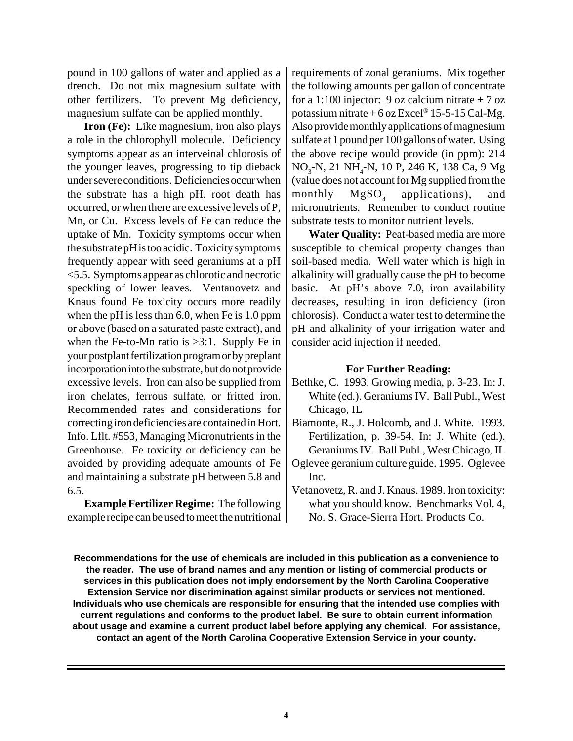pound in 100 gallons of water and applied as a drench. Do not mix magnesium sulfate with other fertilizers. To prevent Mg deficiency, magnesium sulfate can be applied monthly.

**Iron (Fe):** Like magnesium, iron also plays a role in the chlorophyll molecule. Deficiency symptoms appear as an interveinal chlorosis of the younger leaves, progressing to tip dieback under severe conditions. Deficiencies occur when the substrate has a high pH, root death has occurred, or when there are excessive levels of P, Mn, or Cu. Excess levels of Fe can reduce the uptake of Mn. Toxicity symptoms occur when the substrate pH is too acidic. Toxicity symptoms frequently appear with seed geraniums at a pH <5.5. Symptoms appear as chlorotic and necrotic speckling of lower leaves. Ventanovetz and Knaus found Fe toxicity occurs more readily when the pH is less than 6.0, when Fe is 1.0 ppm or above (based on a saturated paste extract), and when the Fe-to-Mn ratio is >3:1. Supply Fe in your postplant fertilization program or by preplant incorporation into the substrate, but do not provide excessive levels. Iron can also be supplied from iron chelates, ferrous sulfate, or fritted iron. Recommended rates and considerations for correcting iron deficiencies are contained in Hort. Info. Lflt. #553, Managing Micronutrients in the Greenhouse. Fe toxicity or deficiency can be avoided by providing adequate amounts of Fe and maintaining a substrate pH between 5.8 and 6.5.

**Example Fertilizer Regime:** The following example recipe can be used to meet the nutritional requirements of zonal geraniums. Mix together the following amounts per gallon of concentrate for a 1:100 injector: 9 oz calcium nitrate + 7 oz potassium nitrate + 6 oz Excel® 15-5-15 Cal-Mg. Also provide monthly applications of magnesium sulfate at 1 pound per 100 gallons of water. Using the above recipe would provide (in ppm): 214 $NO_3$-N, 21 $NH_4$-N, 10 P, 246 K, 138 Ca, 9 Mg (value does not account for Mg supplied from the monthly $MgSO_4$ applications), and micronutrients. Remember to conduct routine substrate tests to monitor nutrient levels.

**Water Quality:** Peat-based media are more susceptible to chemical property changes than soil-based media. Well water which is high in alkalinity will gradually cause the pH to become basic. At pH's above 7.0, iron availability decreases, resulting in iron deficiency (iron chlorosis). Conduct a water test to determine the pH and alkalinity of your irrigation water and consider acid injection if needed.

### For Further Reading:

Bethke, C. 1993. Growing media, p. 3-23. In: J. White (ed.). Geraniums IV. Ball Publ., West Chicago, IL

Biamonte, R., J. Holcomb, and J. White. 1993. Fertilization, p. 39-54. In: J. White (ed.). Geraniums IV. Ball Publ., West Chicago, IL

Oglevee geranium culture guide. 1995. Oglevee Inc.

Vetanovetz, R. and J. Knaus. 1989. Iron toxicity: what you should know. Benchmarks Vol. 4, No. S. Grace-Sierra Hort. Products Co.

**Recommendations for the use of chemicals are included in this publication as a convenience to the reader. The use of brand names and any mention or listing of commercial products or services in this publication does not imply endorsement by the North Carolina Cooperative Extension Service nor discrimination against similar products or services not mentioned. Individuals who use chemicals are responsible for ensuring that the intended use complies with current regulations and conforms to the product label. Be sure to obtain current information about usage and examine a current product label before applying any chemical. For assistance, contact an agent of the North Carolina Cooperative Extension Service in your county.**